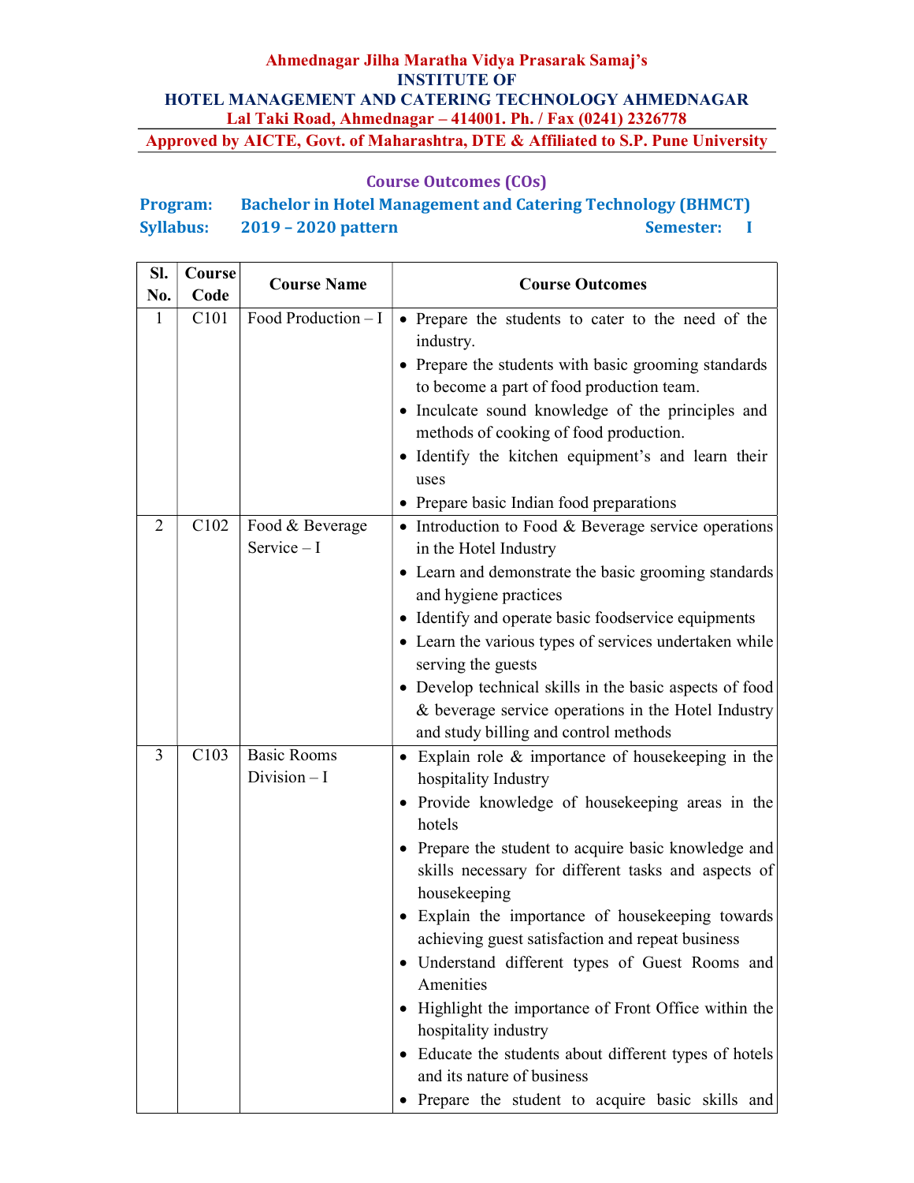**Ahmednagar Jilha Maratha Vidya Prasarak Samaj's**
**INSTITUTE OF**
**HOTEL MANAGEMENT AND CATERING TECHNOLOGY AHMEDNAGAR**
**Lal Taki Road, Ahmednagar – 414001. Ph. / Fax (0241) 2326778**
**Approved by AICTE, Govt. of Maharashtra, DTE & Affiliated to S.P. Pune University**

## Course Outcomes (COs)

**Program:** Bachelor in Hotel Management and Catering Technology (BHMCT)
**Syllabus:** 2019 – 2020 pattern **Semester:** I

| Sl. No. | Course Code | Course Name | Course Outcomes |
|---|---|---|---|
| 1 | C101 | Food Production – I | • Prepare the students to cater to the need of the industry.<br>• Prepare the students with basic grooming standards to become a part of food production team.<br>• Inculcate sound knowledge of the principles and methods of cooking of food production.<br>• Identify the kitchen equipment's and learn their uses<br>• Prepare basic Indian food preparations |
| 2 | C102 | Food & Beverage Service – I | • Introduction to Food & Beverage service operations in the Hotel Industry<br>• Learn and demonstrate the basic grooming standards and hygiene practices<br>• Identify and operate basic foodservice equipments<br>• Learn the various types of services undertaken while serving the guests<br>• Develop technical skills in the basic aspects of food & beverage service operations in the Hotel Industry and study billing and control methods |
| 3 | C103 | Basic Rooms Division – I | • Explain role & importance of housekeeping in the hospitality Industry<br>• Provide knowledge of housekeeping areas in the hotels<br>• Prepare the student to acquire basic knowledge and skills necessary for different tasks and aspects of housekeeping<br>• Explain the importance of housekeeping towards achieving guest satisfaction and repeat business<br>• Understand different types of Guest Rooms and Amenities<br>• Highlight the importance of Front Office within the hospitality industry<br>• Educate the students about different types of hotels and its nature of business<br>• Prepare the student to acquire basic skills and |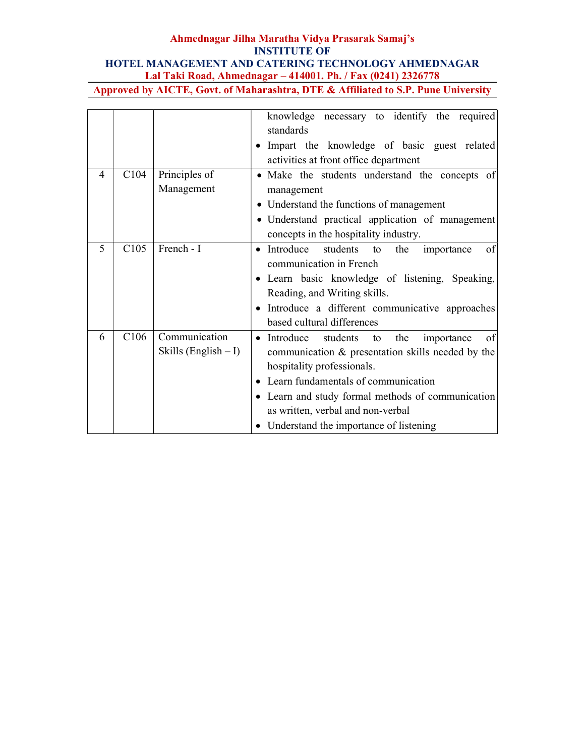Ahmednagar Jilha Maratha Vidya Prasarak Samaj's
INSTITUTE OF
HOTEL MANAGEMENT AND CATERING TECHNOLOGY AHMEDNAGAR
Lal Taki Road, Ahmednagar – 414001. Ph. / Fax (0241) 2326778
Approved by AICTE, Govt. of Maharashtra, DTE & Affiliated to S.P. Pune University

| | | | |
|---|---|---|---|
| | | | knowledge necessary to identify the required standards<br>• Impart the knowledge of basic guest related activities at front office department |
| 4 | C104 | Principles of Management | • Make the students understand the concepts of management<br>• Understand the functions of management<br>• Understand practical application of management concepts in the hospitality industry. |
| 5 | C105 | French - I | • Introduce students to the importance of communication in French<br>• Learn basic knowledge of listening, Speaking, Reading, and Writing skills.<br>• Introduce a different communicative approaches based cultural differences |
| 6 | C106 | Communication Skills (English – I) | • Introduce students to the importance of communication & presentation skills needed by the hospitality professionals.<br>• Learn fundamentals of communication<br>• Learn and study formal methods of communication as written, verbal and non-verbal<br>• Understand the importance of listening |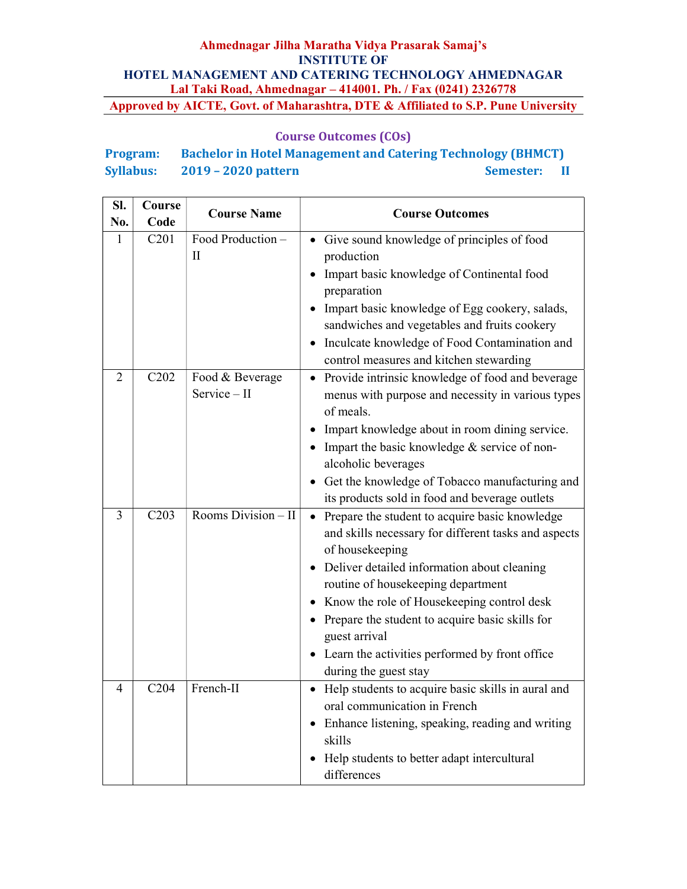**Ahmednagar Jilha Maratha Vidya Prasarak Samaj's**
**INSTITUTE OF**
**HOTEL MANAGEMENT AND CATERING TECHNOLOGY AHMEDNAGAR**
**Lal Taki Road, Ahmednagar – 414001. Ph. / Fax (0241) 2326778**
**Approved by AICTE, Govt. of Maharashtra, DTE & Affiliated to S.P. Pune University**

## Course Outcomes (COs)

**Program:** Bachelor in Hotel Management and Catering Technology (BHMCT)
**Syllabus:** 2019 – 2020 pattern **Semester:** II

| Sl. No. | Course Code | Course Name | Course Outcomes |
|---|---|---|---|
| 1 | C201 | Food Production – II | • Give sound knowledge of principles of food production<br>• Impart basic knowledge of Continental food preparation<br>• Impart basic knowledge of Egg cookery, salads, sandwiches and vegetables and fruits cookery<br>• Inculcate knowledge of Food Contamination and control measures and kitchen stewarding |
| 2 | C202 | Food & Beverage Service – II | • Provide intrinsic knowledge of food and beverage menus with purpose and necessity in various types of meals.<br>• Impart knowledge about in room dining service.<br>• Impart the basic knowledge & service of non-alcoholic beverages<br>• Get the knowledge of Tobacco manufacturing and its products sold in food and beverage outlets |
| 3 | C203 | Rooms Division – II | • Prepare the student to acquire basic knowledge and skills necessary for different tasks and aspects of housekeeping<br>• Deliver detailed information about cleaning routine of housekeeping department<br>• Know the role of Housekeeping control desk<br>• Prepare the student to acquire basic skills for guest arrival<br>• Learn the activities performed by front office during the guest stay |
| 4 | C204 | French-II | • Help students to acquire basic skills in aural and oral communication in French<br>• Enhance listening, speaking, reading and writing skills<br>• Help students to better adapt intercultural differences |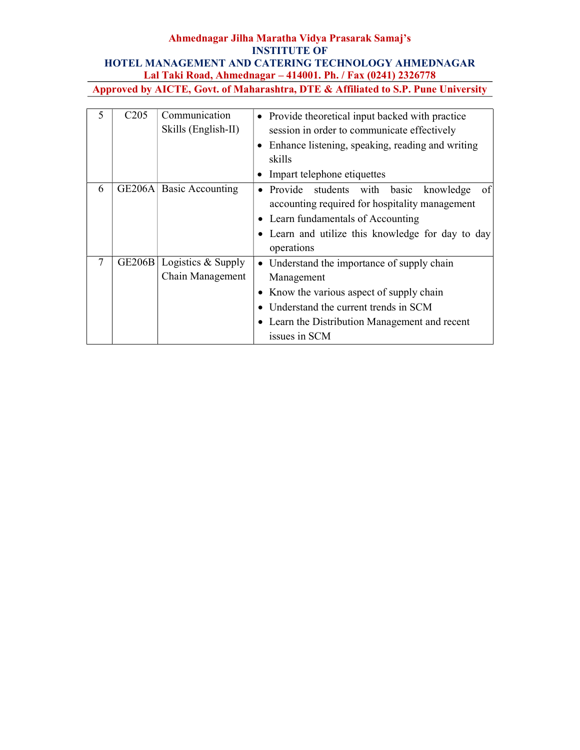| 5 | C205 | Communication Skills (English-II) | • Provide theoretical input backed with practice session in order to communicate effectively<br>• Enhance listening, speaking, reading and writing skills<br>• Impart telephone etiquettes |
|---|---|---|---|
| 6 | GE206A | Basic Accounting | • Provide students with basic knowledge of accounting required for hospitality management<br>• Learn fundamentals of Accounting<br>• Learn and utilize this knowledge for day to day operations |
| 7 | GE206B | Logistics & Supply Chain Management | • Understand the importance of supply chain Management<br>• Know the various aspect of supply chain<br>• Understand the current trends in SCM<br>• Learn the Distribution Management and recent issues in SCM |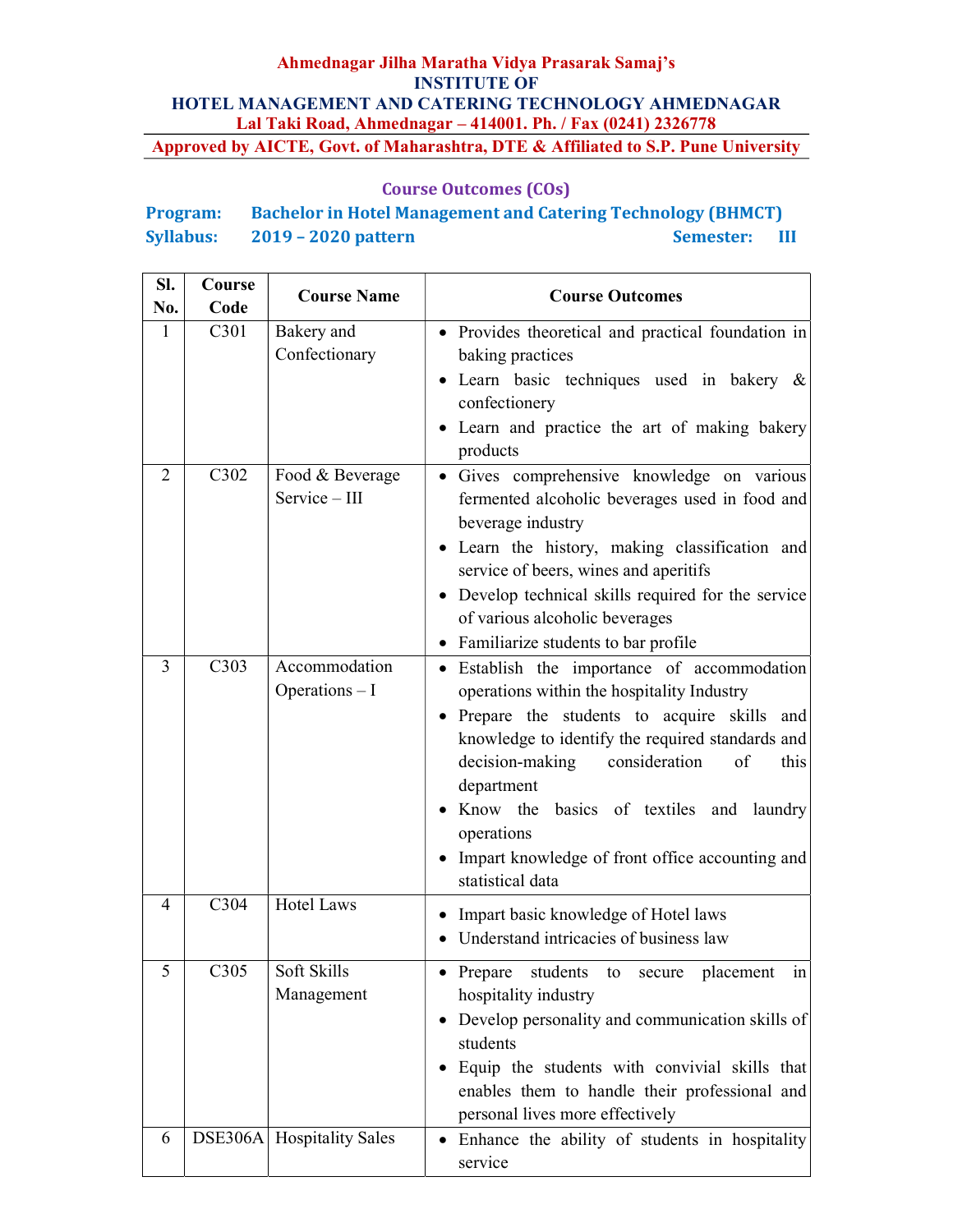**Ahmednagar Jilha Maratha Vidya Prasarak Samaj's**
**INSTITUTE OF**
**HOTEL MANAGEMENT AND CATERING TECHNOLOGY AHMEDNAGAR**
**Lal Taki Road, Ahmednagar – 414001. Ph. / Fax (0241) 2326778**
**Approved by AICTE, Govt. of Maharashtra, DTE & Affiliated to S.P. Pune University**

## Course Outcomes (COs)

**Program:** Bachelor in Hotel Management and Catering Technology (BHMCT)
**Syllabus:** 2019 – 2020 pattern **Semester:** III

| Sl. No. | Course Code | Course Name | Course Outcomes |
|---|---|---|---|
| 1 | C301 | Bakery and Confectionary | • Provides theoretical and practical foundation in baking practices<br>• Learn basic techniques used in bakery & confectionery<br>• Learn and practice the art of making bakery products |
| 2 | C302 | Food & Beverage Service – III | • Gives comprehensive knowledge on various fermented alcoholic beverages used in food and beverage industry<br>• Learn the history, making classification and service of beers, wines and aperitifs<br>• Develop technical skills required for the service of various alcoholic beverages<br>• Familiarize students to bar profile |
| 3 | C303 | Accommodation Operations – I | • Establish the importance of accommodation operations within the hospitality Industry<br>• Prepare the students to acquire skills and knowledge to identify the required standards and decision-making consideration of this department<br>• Know the basics of textiles and laundry operations<br>• Impart knowledge of front office accounting and statistical data |
| 4 | C304 | Hotel Laws | • Impart basic knowledge of Hotel laws<br>• Understand intricacies of business law |
| 5 | C305 | Soft Skills Management | • Prepare students to secure placement in hospitality industry<br>• Develop personality and communication skills of students<br>• Equip the students with convivial skills that enables them to handle their professional and personal lives more effectively |
| 6 | DSE306A | Hospitality Sales | • Enhance the ability of students in hospitality service |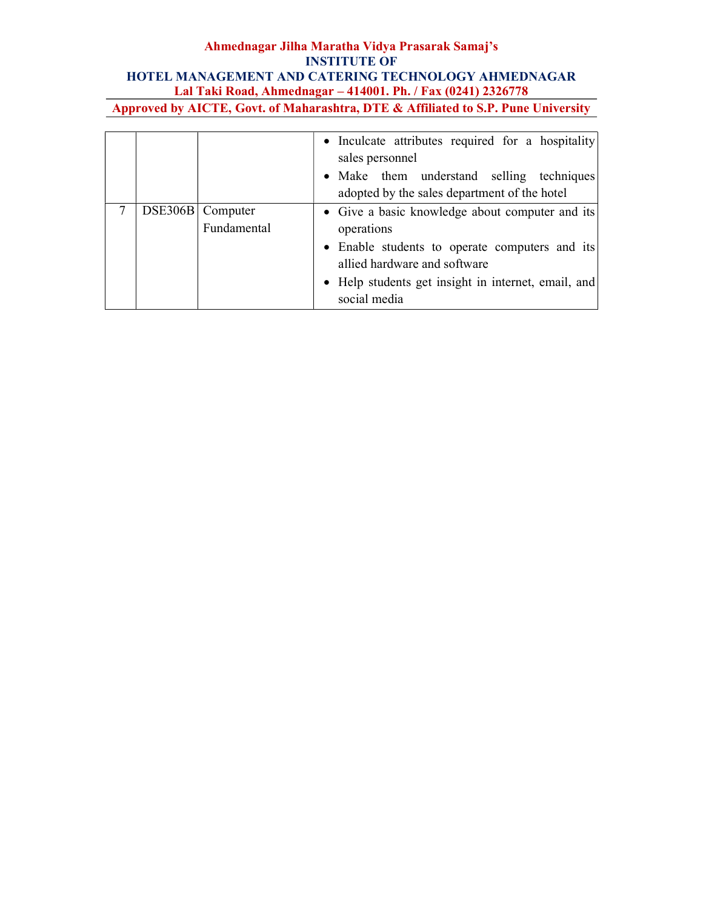|  |  |  |  |
|---|---|---|---|
|  |  |  | • Inculcate attributes required for a hospitality sales personnel<br>• Make them understand selling techniques adopted by the sales department of the hotel |
| 7 | DSE306B | Computer Fundamental | • Give a basic knowledge about computer and its operations<br>• Enable students to operate computers and its allied hardware and software<br>• Help students get insight in internet, email, and social media |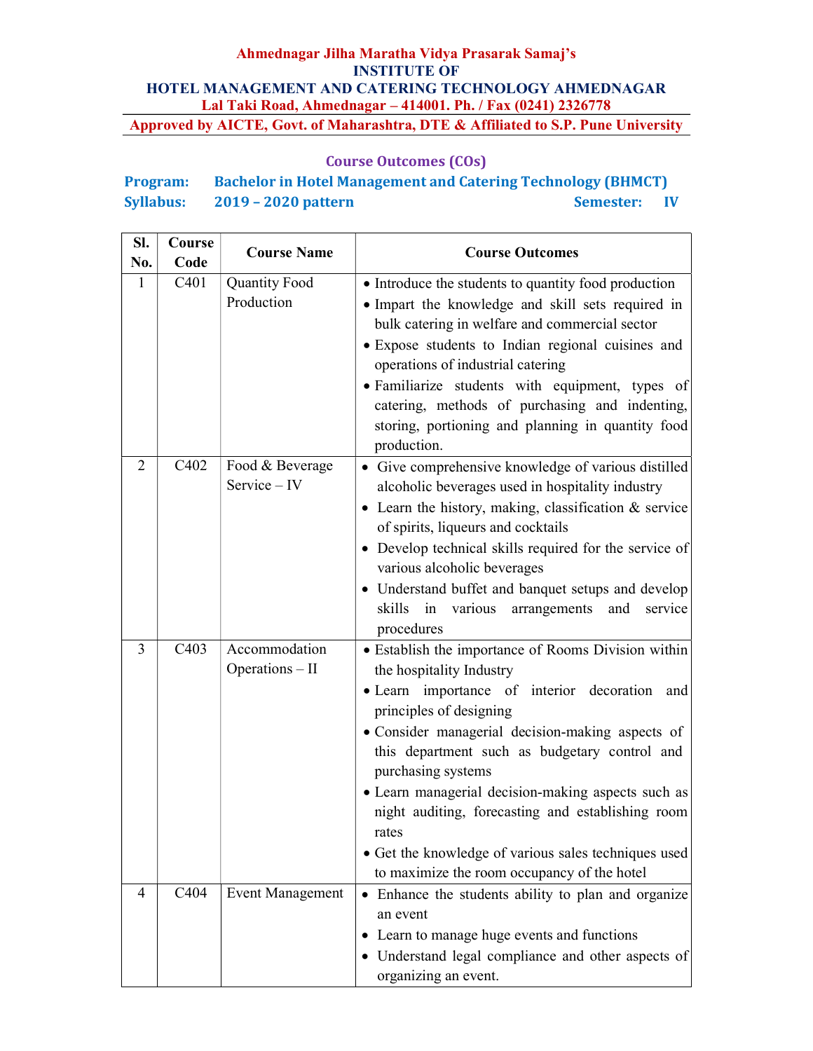**Ahmednagar Jilha Maratha Vidya Prasarak Samaj's**
**INSTITUTE OF**
**HOTEL MANAGEMENT AND CATERING TECHNOLOGY AHMEDNAGAR**
**Lal Taki Road, Ahmednagar – 414001. Ph. / Fax (0241) 2326778**
**Approved by AICTE, Govt. of Maharashtra, DTE & Affiliated to S.P. Pune University**

## Course Outcomes (COs)

**Program:** Bachelor in Hotel Management and Catering Technology (BHMCT)
**Syllabus:** 2019 – 2020 pattern **Semester:** IV

| Sl. No. | Course Code | Course Name | Course Outcomes |
|---|---|---|---|
| 1 | C401 | Quantity Food Production | • Introduce the students to quantity food production<br>• Impart the knowledge and skill sets required in bulk catering in welfare and commercial sector<br>• Expose students to Indian regional cuisines and operations of industrial catering<br>• Familiarize students with equipment, types of catering, methods of purchasing and indenting, storing, portioning and planning in quantity food production. |
| 2 | C402 | Food & Beverage Service – IV | • Give comprehensive knowledge of various distilled alcoholic beverages used in hospitality industry<br>• Learn the history, making, classification & service of spirits, liqueurs and cocktails<br>• Develop technical skills required for the service of various alcoholic beverages<br>• Understand buffet and banquet setups and develop skills in various arrangements and service procedures |
| 3 | C403 | Accommodation Operations – II | • Establish the importance of Rooms Division within the hospitality Industry<br>• Learn importance of interior decoration and principles of designing<br>• Consider managerial decision-making aspects of this department such as budgetary control and purchasing systems<br>• Learn managerial decision-making aspects such as night auditing, forecasting and establishing room rates<br>• Get the knowledge of various sales techniques used to maximize the room occupancy of the hotel |
| 4 | C404 | Event Management | • Enhance the students ability to plan and organize an event<br>• Learn to manage huge events and functions<br>• Understand legal compliance and other aspects of organizing an event. |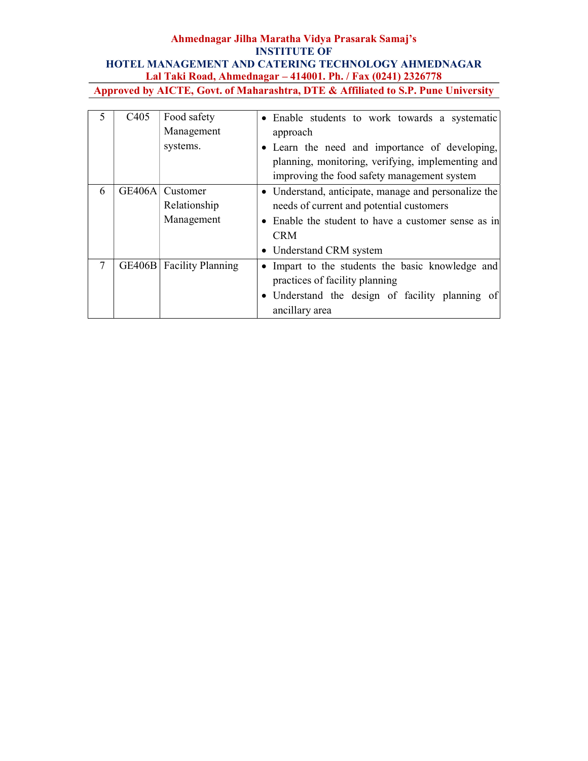| 5 | C405 | Food safety Management systems. | • Enable students to work towards a systematic approach<br>• Learn the need and importance of developing, planning, monitoring, verifying, implementing and improving the food safety management system |
|---|---|---|---|
| 6 | GE406A | Customer Relationship Management | • Understand, anticipate, manage and personalize the needs of current and potential customers<br>• Enable the student to have a customer sense as in CRM<br>• Understand CRM system |
| 7 | GE406B | Facility Planning | • Impart to the students the basic knowledge and practices of facility planning<br>• Understand the design of facility planning of ancillary area |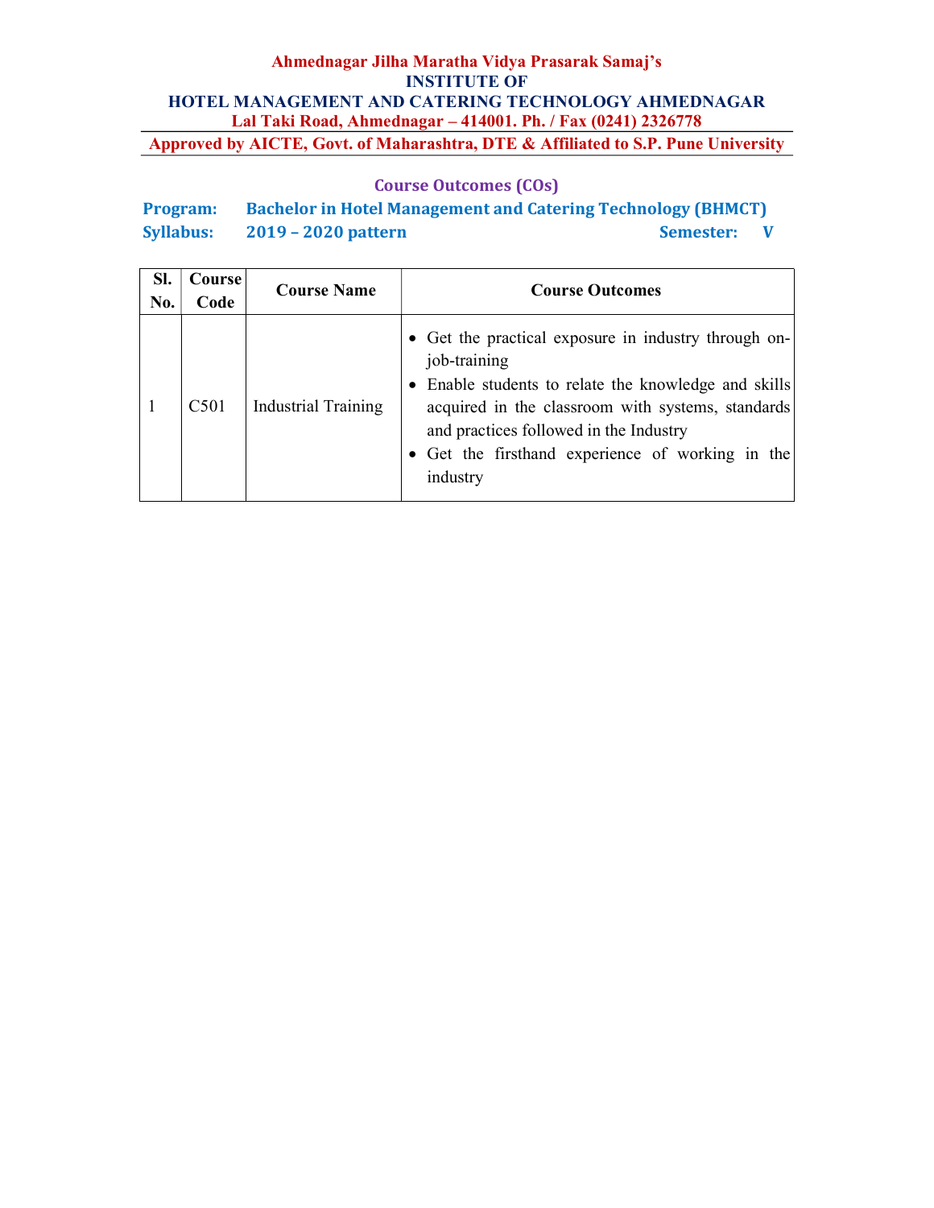**Ahmednagar Jilha Maratha Vidya Prasarak Samaj's**
**INSTITUTE OF**
**HOTEL MANAGEMENT AND CATERING TECHNOLOGY AHMEDNAGAR**
**Lal Taki Road, Ahmednagar – 414001. Ph. / Fax (0241) 2326778**
**Approved by AICTE, Govt. of Maharashtra, DTE & Affiliated to S.P. Pune University**

## Course Outcomes (COs)

**Program:** **Bachelor in Hotel Management and Catering Technology (BHMCT)**
**Syllabus:** **2019 – 2020 pattern** **Semester:** **V**

| Sl. No. | Course Code | Course Name | Course Outcomes |
|---|---|---|---|
| 1 | C501 | Industrial Training | • Get the practical exposure in industry through on-job-training<br>• Enable students to relate the knowledge and skills acquired in the classroom with systems, standards and practices followed in the Industry<br>• Get the firsthand experience of working in the industry |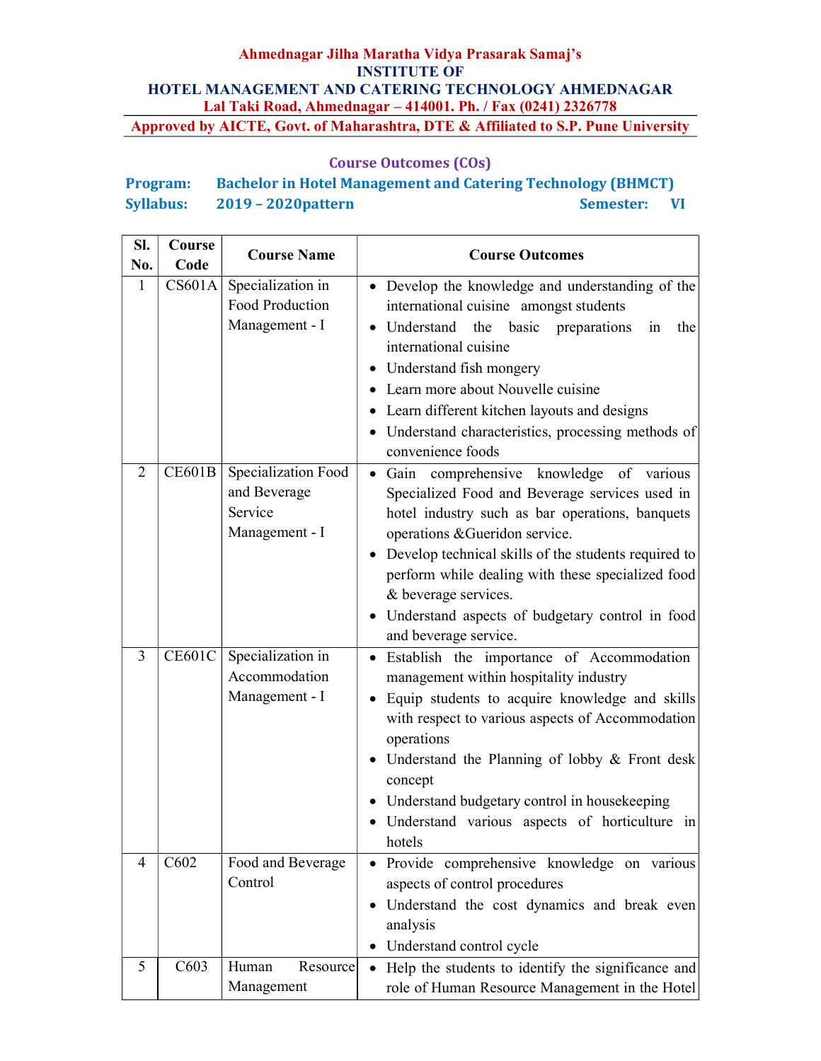**Ahmednagar Jilha Maratha Vidya Prasarak Samaj's**
**INSTITUTE OF**
**HOTEL MANAGEMENT AND CATERING TECHNOLOGY AHMEDNAGAR**
**Lal Taki Road, Ahmednagar – 414001. Ph. / Fax (0241) 2326778**
**Approved by AICTE, Govt. of Maharashtra, DTE & Affiliated to S.P. Pune University**

## Course Outcomes (COs)

**Program:** Bachelor in Hotel Management and Catering Technology (BHMCT)
**Syllabus:** 2019 – 2020pattern **Semester:** VI

| Sl. No. | Course Code | Course Name | Course Outcomes |
|---|---|---|---|
| 1 | CS601A | Specialization in Food Production Management - I | • Develop the knowledge and understanding of the international cuisine amongst students<br>• Understand the basic preparations in the international cuisine<br>• Understand fish mongery<br>• Learn more about Nouvelle cuisine<br>• Learn different kitchen layouts and designs<br>• Understand characteristics, processing methods of convenience foods |
| 2 | CE601B | Specialization Food and Beverage Service Management - I | • Gain comprehensive knowledge of various Specialized Food and Beverage services used in hotel industry such as bar operations, banquets operations &Gueridon service.<br>• Develop technical skills of the students required to perform while dealing with these specialized food & beverage services.<br>• Understand aspects of budgetary control in food and beverage service. |
| 3 | CE601C | Specialization in Accommodation Management - I | • Establish the importance of Accommodation management within hospitality industry<br>• Equip students to acquire knowledge and skills with respect to various aspects of Accommodation operations<br>• Understand the Planning of lobby & Front desk concept<br>• Understand budgetary control in housekeeping<br>• Understand various aspects of horticulture in hotels |
| 4 | C602 | Food and Beverage Control | • Provide comprehensive knowledge on various aspects of control procedures<br>• Understand the cost dynamics and break even analysis<br>• Understand control cycle |
| 5 | C603 | Human Resource Management | • Help the students to identify the significance and role of Human Resource Management in the Hotel |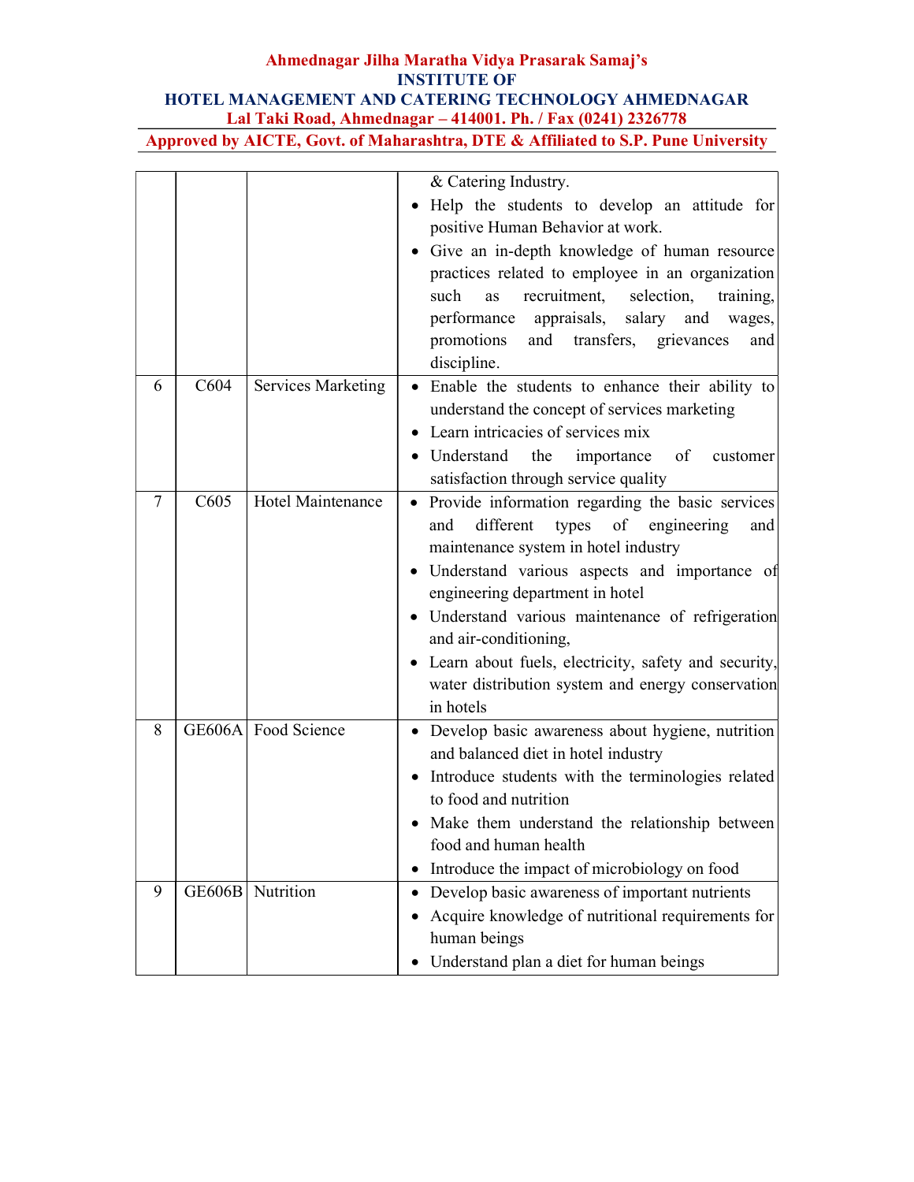| | | | |
|---|---|---|---|
| | | | & Catering Industry.<br>• Help the students to develop an attitude for positive Human Behavior at work.<br>• Give an in-depth knowledge of human resource practices related to employee in an organization such as recruitment, selection, training, performance appraisals, salary and wages, promotions and transfers, grievances and discipline. |
| 6 | C604 | Services Marketing | • Enable the students to enhance their ability to understand the concept of services marketing<br>• Learn intricacies of services mix<br>• Understand the importance of customer satisfaction through service quality |
| 7 | C605 | Hotel Maintenance | • Provide information regarding the basic services and different types of engineering and maintenance system in hotel industry<br>• Understand various aspects and importance of engineering department in hotel<br>• Understand various maintenance of refrigeration and air-conditioning,<br>• Learn about fuels, electricity, safety and security, water distribution system and energy conservation in hotels |
| 8 | GE606A | Food Science | • Develop basic awareness about hygiene, nutrition and balanced diet in hotel industry<br>• Introduce students with the terminologies related to food and nutrition<br>• Make them understand the relationship between food and human health<br>• Introduce the impact of microbiology on food |
| 9 | GE606B | Nutrition | • Develop basic awareness of important nutrients<br>• Acquire knowledge of nutritional requirements for human beings<br>• Understand plan a diet for human beings |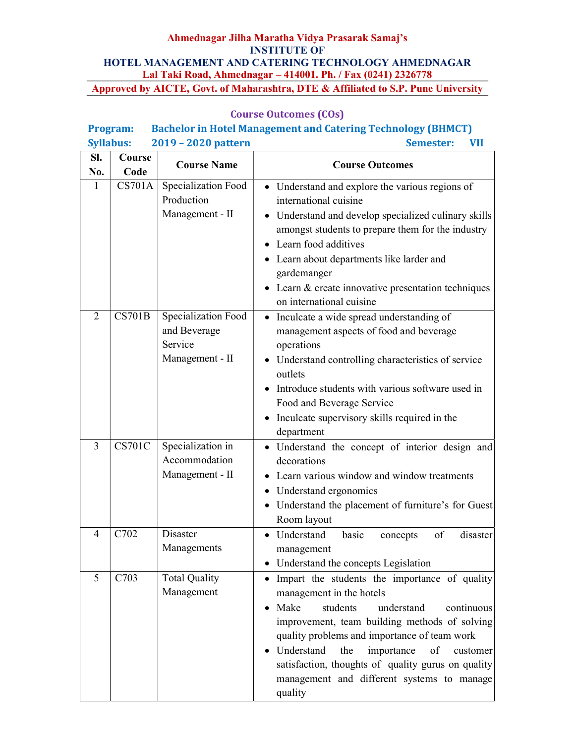**Ahmednagar Jilha Maratha Vidya Prasarak Samaj's**
**INSTITUTE OF**
**HOTEL MANAGEMENT AND CATERING TECHNOLOGY AHMEDNAGAR**
**Lal Taki Road, Ahmednagar – 414001. Ph. / Fax (0241) 2326778**

**Approved by AICTE, Govt. of Maharashtra, DTE & Affiliated to S.P. Pune University**

## Course Outcomes (COs)

**Program:** Bachelor in Hotel Management and Catering Technology (BHMCT)
**Syllabus:** 2019 – 2020 pattern **Semester:** VII

| Sl. No. | Course Code | Course Name | Course Outcomes |
|---|---|---|---|
| 1 | CS701A | Specialization Food Production Management - II | • Understand and explore the various regions of international cuisine<br>• Understand and develop specialized culinary skills amongst students to prepare them for the industry<br>• Learn food additives<br>• Learn about departments like larder and gardemanger<br>• Learn & create innovative presentation techniques on international cuisine |
| 2 | CS701B | Specialization Food and Beverage Service Management - II | • Inculcate a wide spread understanding of management aspects of food and beverage operations<br>• Understand controlling characteristics of service outlets<br>• Introduce students with various software used in Food and Beverage Service<br>• Inculcate supervisory skills required in the department |
| 3 | CS701C | Specialization in Accommodation Management - II | • Understand the concept of interior design and decorations<br>• Learn various window and window treatments<br>• Understand ergonomics<br>• Understand the placement of furniture's for Guest Room layout |
| 4 | C702 | Disaster Managements | • Understand basic concepts of disaster management<br>• Understand the concepts Legislation |
| 5 | C703 | Total Quality Management | • Impart the students the importance of quality management in the hotels<br>• Make students understand continuous improvement, team building methods of solving quality problems and importance of team work<br>• Understand the importance of customer satisfaction, thoughts of quality gurus on quality management and different systems to manage quality |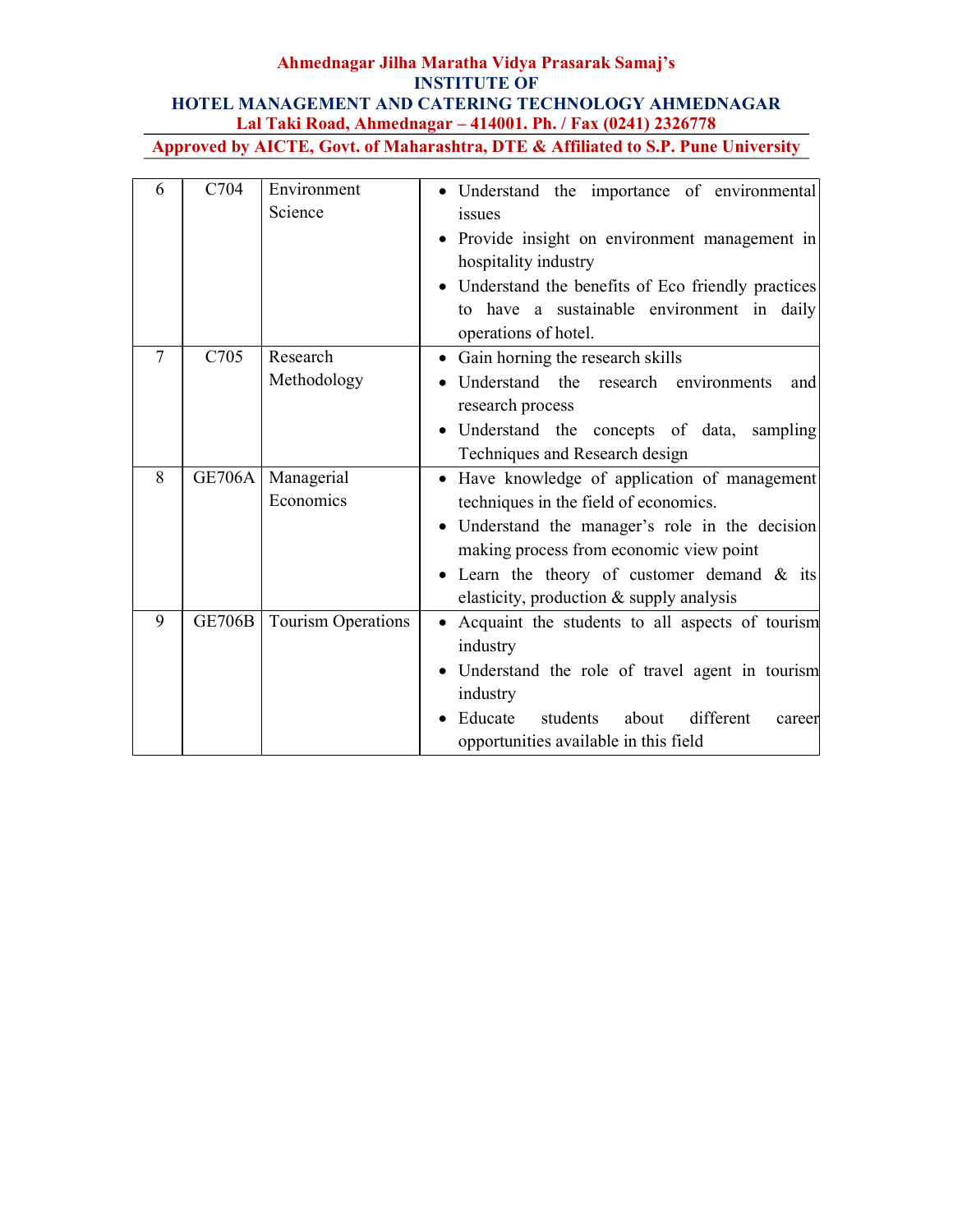| 6 | C704 | Environment Science | • Understand the importance of environmental issues<br>• Provide insight on environment management in hospitality industry<br>• Understand the benefits of Eco friendly practices to have a sustainable environment in daily operations of hotel. |
|---|---|---|---|
| 7 | C705 | Research Methodology | • Gain horning the research skills<br>• Understand the research environments and research process<br>• Understand the concepts of data, sampling Techniques and Research design |
| 8 | GE706A | Managerial Economics | • Have knowledge of application of management techniques in the field of economics.<br>• Understand the manager's role in the decision making process from economic view point<br>• Learn the theory of customer demand & its elasticity, production & supply analysis |
| 9 | GE706B | Tourism Operations | • Acquaint the students to all aspects of tourism industry<br>• Understand the role of travel agent in tourism industry<br>• Educate students about different career opportunities available in this field |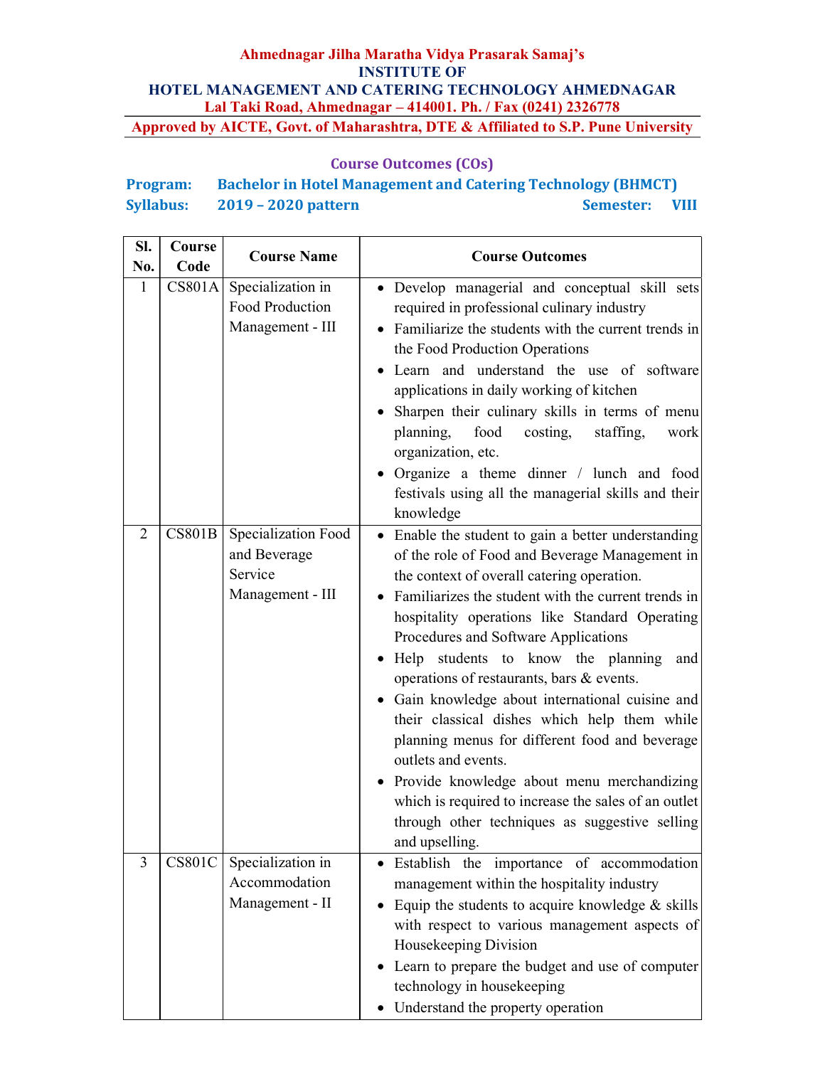**Ahmednagar Jilha Maratha Vidya Prasarak Samaj's**
**INSTITUTE OF**
**HOTEL MANAGEMENT AND CATERING TECHNOLOGY AHMEDNAGAR**
**Lal Taki Road, Ahmednagar – 414001. Ph. / Fax (0241) 2326778**
**Approved by AICTE, Govt. of Maharashtra, DTE & Affiliated to S.P. Pune University**

## Course Outcomes (COs)

**Program:** Bachelor in Hotel Management and Catering Technology (BHMCT)
**Syllabus:** 2019 – 2020 pattern **Semester:** VIII

| Sl. No. | Course Code | Course Name | Course Outcomes |
|---|---|---|---|
| 1 | CS801A | Specialization in Food Production Management - III | • Develop managerial and conceptual skill sets required in professional culinary industry<br>• Familiarize the students with the current trends in the Food Production Operations<br>• Learn and understand the use of software applications in daily working of kitchen<br>• Sharpen their culinary skills in terms of menu planning, food costing, staffing, work organization, etc.<br>• Organize a theme dinner / lunch and food festivals using all the managerial skills and their knowledge |
| 2 | CS801B | Specialization Food and Beverage Service Management - III | • Enable the student to gain a better understanding of the role of Food and Beverage Management in the context of overall catering operation.<br>• Familiarizes the student with the current trends in hospitality operations like Standard Operating Procedures and Software Applications<br>• Help students to know the planning and operations of restaurants, bars & events.<br>• Gain knowledge about international cuisine and their classical dishes which help them while planning menus for different food and beverage outlets and events.<br>• Provide knowledge about menu merchandizing which is required to increase the sales of an outlet through other techniques as suggestive selling and upselling. |
| 3 | CS801C | Specialization in Accommodation Management - II | • Establish the importance of accommodation management within the hospitality industry<br>• Equip the students to acquire knowledge & skills with respect to various management aspects of Housekeeping Division<br>• Learn to prepare the budget and use of computer technology in housekeeping<br>• Understand the property operation |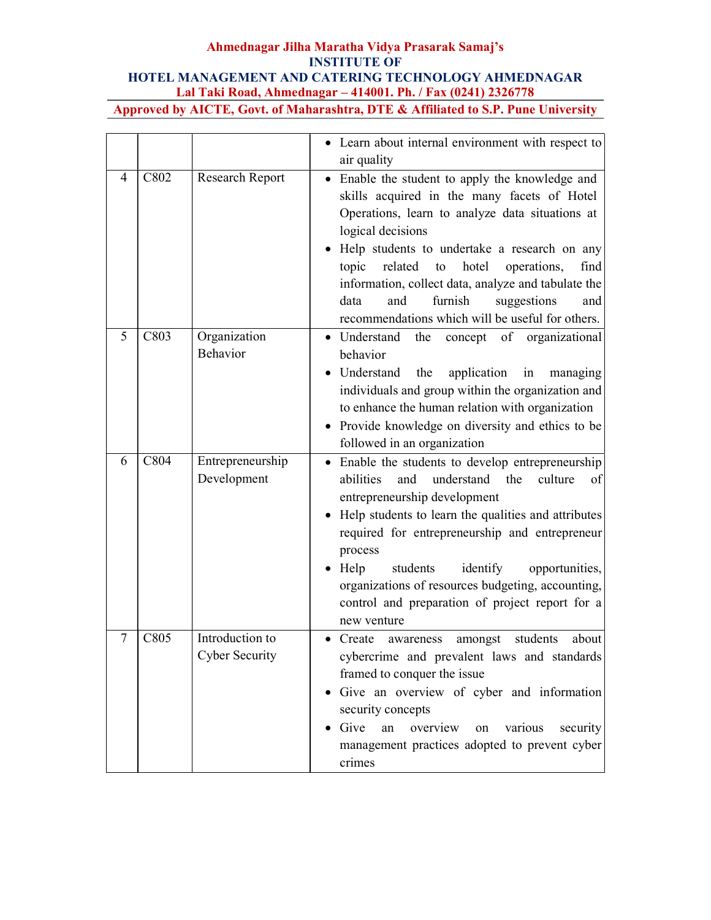| | | | |
|---|---|---|---|
| | | | • Learn about internal environment with respect to air quality |
| 4 | C802 | Research Report | • Enable the student to apply the knowledge and skills acquired in the many facets of Hotel Operations, learn to analyze data situations at logical decisions<br>• Help students to undertake a research on any topic related to hotel operations, find information, collect data, analyze and tabulate the data and furnish suggestions and recommendations which will be useful for others. |
| 5 | C803 | Organization Behavior | • Understand the concept of organizational behavior<br>• Understand the application in managing individuals and group within the organization and to enhance the human relation with organization<br>• Provide knowledge on diversity and ethics to be followed in an organization |
| 6 | C804 | Entrepreneurship Development | • Enable the students to develop entrepreneurship abilities and understand the culture of entrepreneurship development<br>• Help students to learn the qualities and attributes required for entrepreneurship and entrepreneur process<br>• Help students identify opportunities, organizations of resources budgeting, accounting, control and preparation of project report for a new venture |
| 7 | C805 | Introduction to Cyber Security | • Create awareness amongst students about cybercrime and prevalent laws and standards framed to conquer the issue<br>• Give an overview of cyber and information security concepts<br>• Give an overview on various security management practices adopted to prevent cyber crimes |